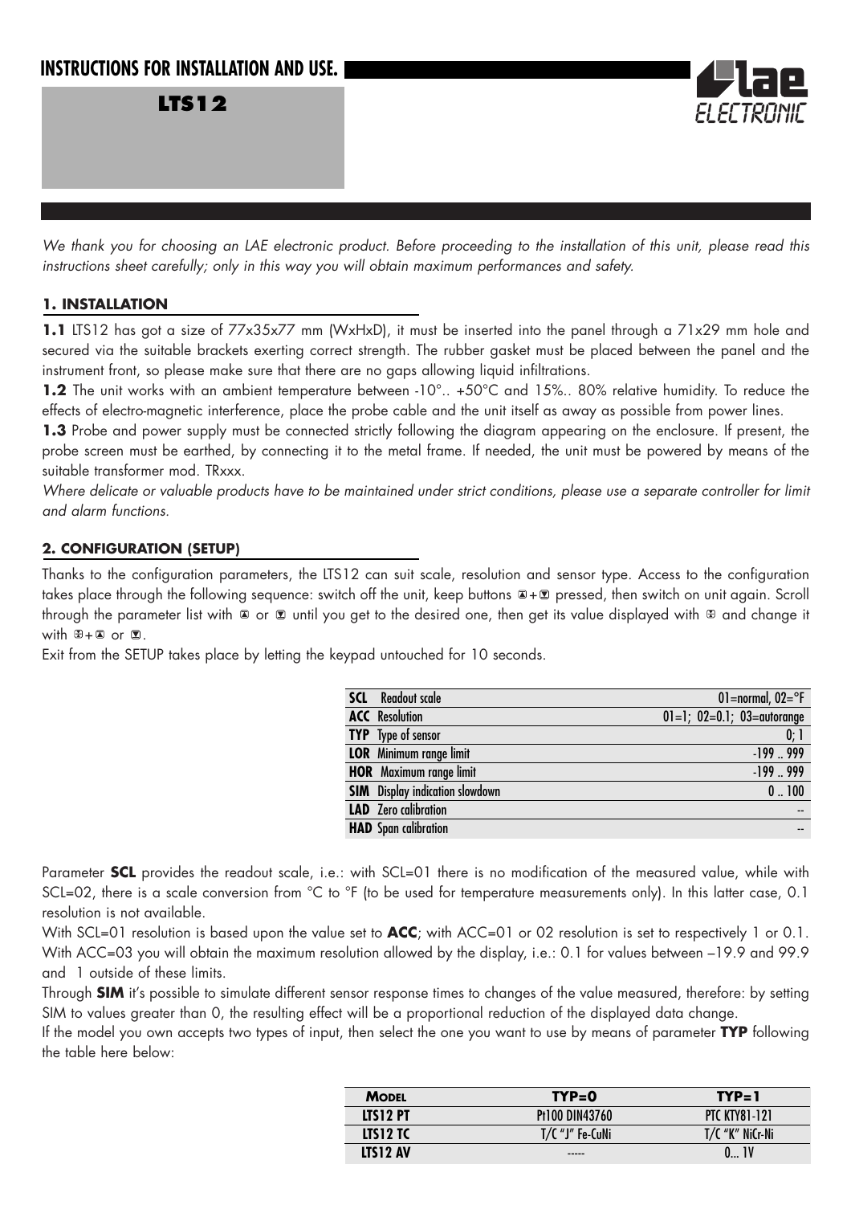# INSTRUCTIONS FOR INSTALLATION AND USE.

## LTS12

*We thank you for choosing an LAE electronic product. Before proceeding to the installation of this unit, please read this instructions sheet carefully; only in this way you will obtain maximum performances and safety.*

### 1. INSTALLATION

**1.1** LTS12 has got a size of 77x35x77 mm (WxHxD), it must be inserted into the panel through a 71x29 mm hole and secured via the suitable brackets exerting correct strength. The rubber gasket must be placed between the panel and the instrument front, so please make sure that there are no gaps allowing liquid infiltrations.

**1.2** The unit works with an ambient temperature between -10°.. +50°C and 15%.. 80% relative humidity. To reduce the effects of electro-magnetic interference, place the probe cable and the unit itself as away as possible from power lines.

**1.3** Probe and power supply must be connected strictly following the diagram appearing on the enclosure. If present, the probe screen must be earthed, by connecting it to the metal frame. If needed, the unit must be powered by means of the suitable transformer mod. TRxxx.

*Where delicate or valuable products have to be maintained under strict conditions, please use a separate controller for limit and alarm functions.*

### 2. CONFIGURATION (SETUP)

Thanks to the configuration parameters, the LTS12 can suit scale, resolution and sensor type. Access to the configuration takes place through the following sequence: switch off the unit, keep buttons ▲+▼ pressed, then switch on unit again. Scroll through the parameter list with ▲ or ▼ until you get to the desired one, then get its value displayed with ⊗ and change it with ⊗+▲ or ▼.

Exit from the SETUP takes place by letting the keypad untouched for 10 seconds.

| | | |
|---|---|---|
| **SCL** | Readout scale | 01=normal, 02=°F |
| **ACC** | Resolution | 01=1; 02=0.1; 03=autorange |
| **TYP** | Type of sensor | 0; 1 |
| **LOR** | Minimum range limit | -199 .. 999 |
| **HOR** | Maximum range limit | -199 .. 999 |
| **SIM** | Display indication slowdown | 0 .. 100 |
| **LAD** | Zero calibration | -- |
| **HAD** | Span calibration | -- |

Parameter **SCL** provides the readout scale, i.e.: with SCL=01 there is no modification of the measured value, while with SCL=02, there is a scale conversion from °C to °F (to be used for temperature measurements only). In this latter case, 0.1 resolution is not available.

With SCL=01 resolution is based upon the value set to **ACC**; with ACC=01 or 02 resolution is set to respectively 1 or 0.1. With ACC=03 you will obtain the maximum resolution allowed by the display, i.e.: 0.1 for values between –19.9 and 99.9 and 1 outside of these limits.

Through **SIM** it's possible to simulate different sensor response times to changes of the value measured, therefore: by setting SIM to values greater than 0, the resulting effect will be a proportional reduction of the displayed data change.

If the model you own accepts two types of input, then select the one you want to use by means of parameter **TYP** following the table here below:

| **MODEL** | **TYP=0** | **TYP=1** |
|---|---|---|
| **LTS12 PT** | Pt100 DIN43760 | PTC KTY81-121 |
| **LTS12 TC** | T/C "J" Fe-CuNi | T/C "K" NiCr-Ni |
| **LTS12 AV** | ----- | 0... 1V |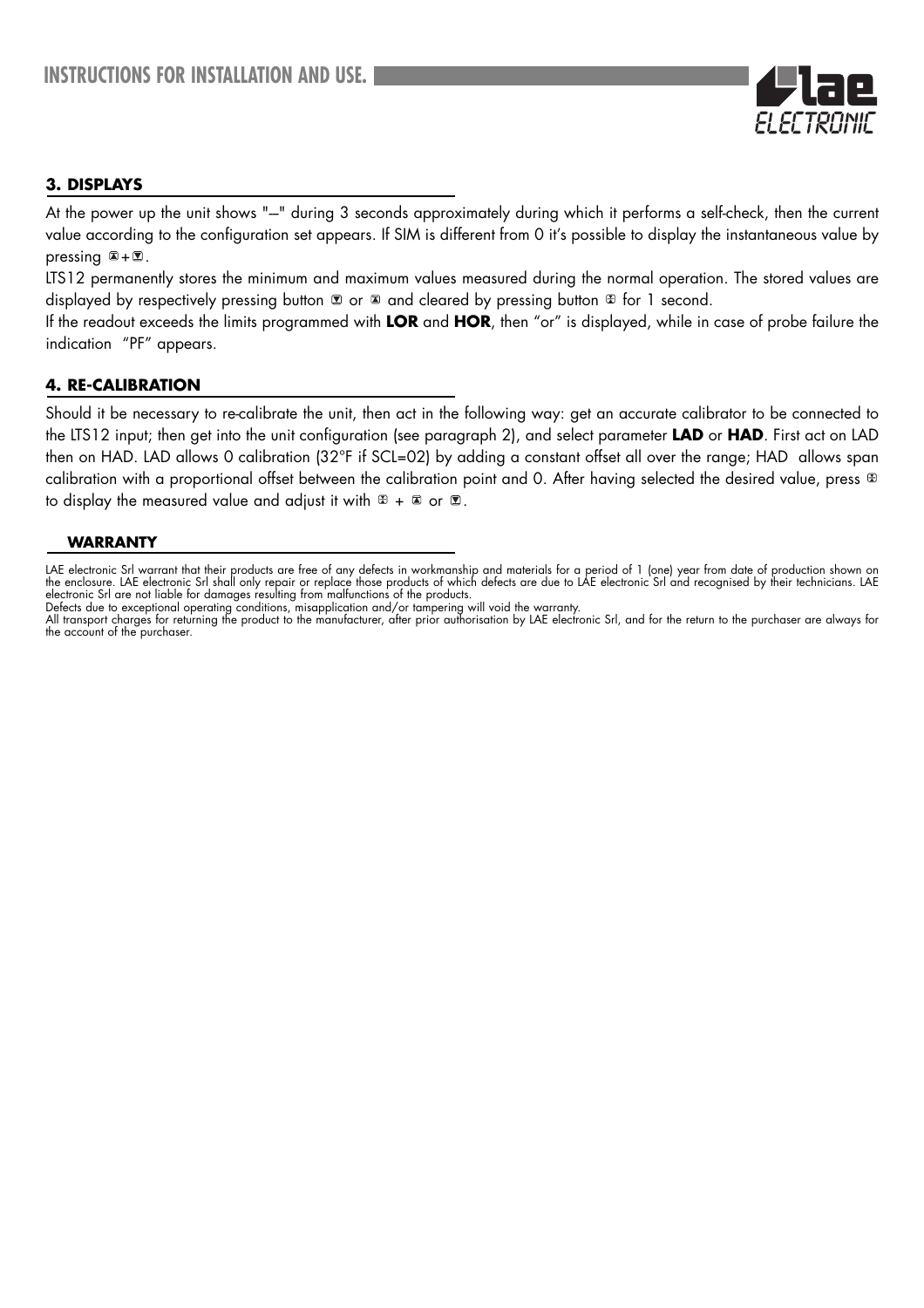## 3. DISPLAYS

At the power up the unit shows "–" during 3 seconds approximately during which it performs a self-check, then the current value according to the configuration set appears. If SIM is different from 0 it's possible to display the instantaneous value by pressing ▲+▼.

LTS12 permanently stores the minimum and maximum values measured during the normal operation. The stored values are displayed by respectively pressing button ▼ or ▲ and cleared by pressing button ⊗ for 1 second.

If the readout exceeds the limits programmed with **LOR** and **HOR**, then "or" is displayed, while in case of probe failure the indication "PF" appears.

## 4. RE-CALIBRATION

Should it be necessary to re-calibrate the unit, then act in the following way: get an accurate calibrator to be connected to the LTS12 input; then get into the unit configuration (see paragraph 2), and select parameter **LAD** or **HAD**. First act on LAD then on HAD. LAD allows 0 calibration (32°F if SCL=02) by adding a constant offset all over the range; HAD allows span calibration with a proportional offset between the calibration point and 0. After having selected the desired value, press ⊗ to display the measured value and adjust it with ⊗ + ▲ or ▼.

## WARRANTY

LAE electronic Srl warrant that their products are free of any defects in workmanship and materials for a period of 1 (one) year from date of production shown on the enclosure. LAE electronic Srl shall only repair or replace those products of which defects are due to LAE electronic Srl and recognised by their technicians. LAE electronic Srl are not liable for damages resulting from malfunctions of the products.
Defects due to exceptional operating conditions, misapplication and/or tampering will void the warranty.
All transport charges for returning the product to the manufacturer, after prior authorisation by LAE electronic Srl, and for the return to the purchaser are always for the account of the purchaser.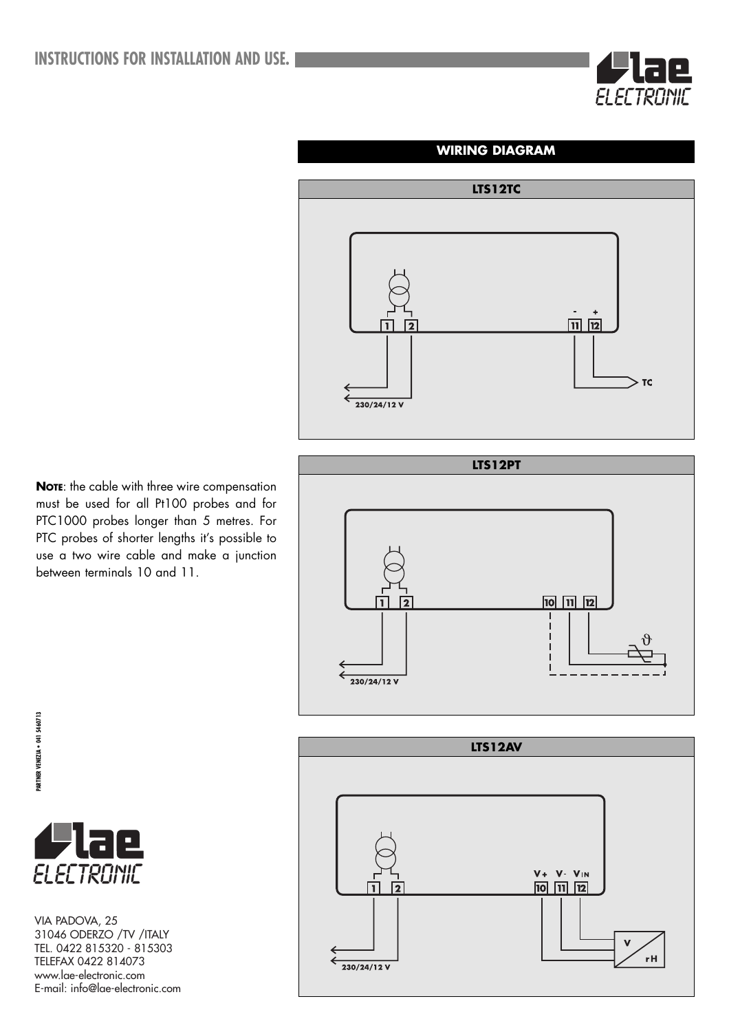## WIRING DIAGRAM

### LTS12TC

1 2

- +

11 12

TC

230/24/12 V

### LTS12PT

1 2

10 11 12

ϑ

230/24/12 V

### LTS12AV

1 2

V+ V- VIN

10 11 12

V

rH

230/24/12 V

**NOTE**: the cable with three wire compensation must be used for all Pt100 probes and for PTC1000 probes longer than 5 metres. For PTC probes of shorter lengths it's possible to use a two wire cable and make a junction between terminals 10 and 11.

PARTNER VENEZIA • 041 5460713

lae ELECTRONIC

VIA PADOVA, 25
31046 ODERZO /TV /ITALY
TEL. 0422 815320 - 815303
TELEFAX 0422 814073
www.lae-electronic.com
E-mail: info@lae-electronic.com